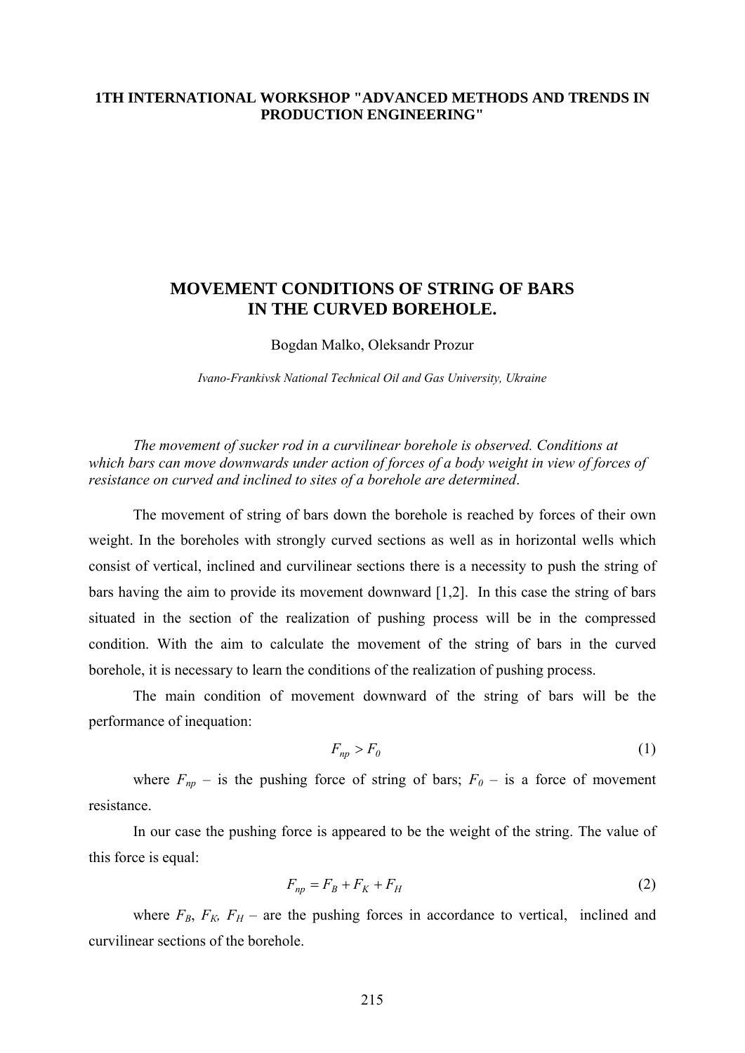**1TH INTERNATIONAL WORKSHOP "ADVANCED METHODS AND TRENDS IN PRODUCTION ENGINEERING"**

# MOVEMENT CONDITIONS OF STRING OF BARS IN THE CURVED BOREHOLE.

Bogdan Malko, Oleksandr Prozur

*Ivano-Frankivsk National Technical Oil and Gas University, Ukraine*

*The movement of sucker rod in a curvilinear borehole is observed. Conditions at which bars can move downwards under action of forces of a body weight in view of forces of resistance on curved and inclined to sites of a borehole are determined*.

The movement of string of bars down the borehole is reached by forces of their own weight. In the boreholes with strongly curved sections as well as in horizontal wells which consist of vertical, inclined and curvilinear sections there is a necessity to push the string of bars having the aim to provide its movement downward [1,2]. In this case the string of bars situated in the section of the realization of pushing process will be in the compressed condition. With the aim to calculate the movement of the string of bars in the curved borehole, it is necessary to learn the conditions of the realization of pushing process.

The main condition of movement downward of the string of bars will be the performance of inequation:

$$F_{np} > F_0 \tag{1}$$

where $F_{np}$ – is the pushing force of string of bars; $F_0$ – is a force of movement resistance.

In our case the pushing force is appeared to be the weight of the string. The value of this force is equal:

$$F_{np} = F_B + F_K + F_H \tag{2}$$

where $F_B$, $F_K$, $F_H$ – are the pushing forces in accordance to vertical, inclined and curvilinear sections of the borehole.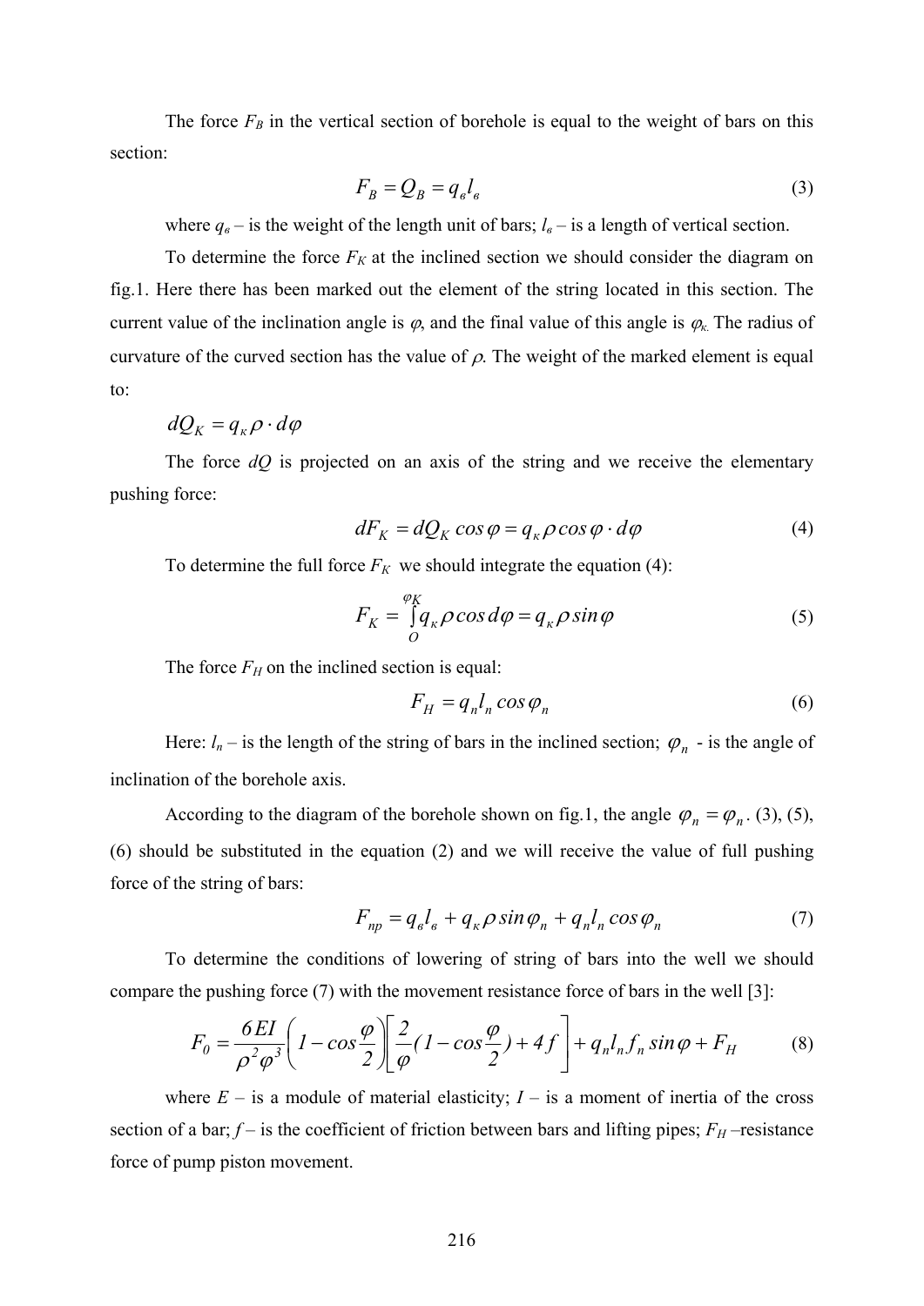The force $F_B$ in the vertical section of borehole is equal to the weight of bars on this section:

$$F_B = Q_B = q_в l_в \tag{3}$$

where $q_в$ – is the weight of the length unit of bars; $l_в$ – is a length of vertical section.

To determine the force $F_K$ at the inclined section we should consider the diagram on fig.1. Here there has been marked out the element of the string located in this section. The current value of the inclination angle is $\varphi$, and the final value of this angle is $\varphi_{к.}$ The radius of curvature of the curved section has the value of $\rho$. The weight of the marked element is equal to:

$$dQ_K = q_к \rho \cdot d\varphi$$

The force $dQ$ is projected on an axis of the string and we receive the elementary pushing force:

$$dF_K = dQ_K \cos\varphi = q_к \rho \cos\varphi \cdot d\varphi \tag{4}$$

To determine the full force $F_K$ we should integrate the equation (4):

$$F_K = \int_O^{\varphi_K} q_к \rho \cos d\varphi = q_к \rho \sin\varphi \tag{5}$$

The force $F_H$ on the inclined section is equal:

$$F_H = q_n l_n \cos\varphi_n \tag{6}$$

Here: $l_n$ – is the length of the string of bars in the inclined section; $\varphi_n$ - is the angle of inclination of the borehole axis.

According to the diagram of the borehole shown on fig.1, the angle $\varphi_n = \varphi_n$. (3), (5), (6) should be substituted in the equation (2) and we will receive the value of full pushing force of the string of bars:

$$F_{np} = q_в l_в + q_к \rho \sin\varphi_n + q_n l_n \cos\varphi_n \tag{7}$$

To determine the conditions of lowering of string of bars into the well we should compare the pushing force (7) with the movement resistance force of bars in the well [3]:

$$F_0 = \frac{6EI}{\rho^2 \varphi^3}\left(1 - \cos\frac{\varphi}{2}\right)\left[\frac{2}{\varphi}(1 - \cos\frac{\varphi}{2}) + 4f\right] + q_n l_n f_n \sin\varphi + F_H \tag{8}$$

where $E$ – is a module of material elasticity; $I$ – is a moment of inertia of the cross section of a bar; $f$ – is the coefficient of friction between bars and lifting pipes; $F_H$ –resistance force of pump piston movement.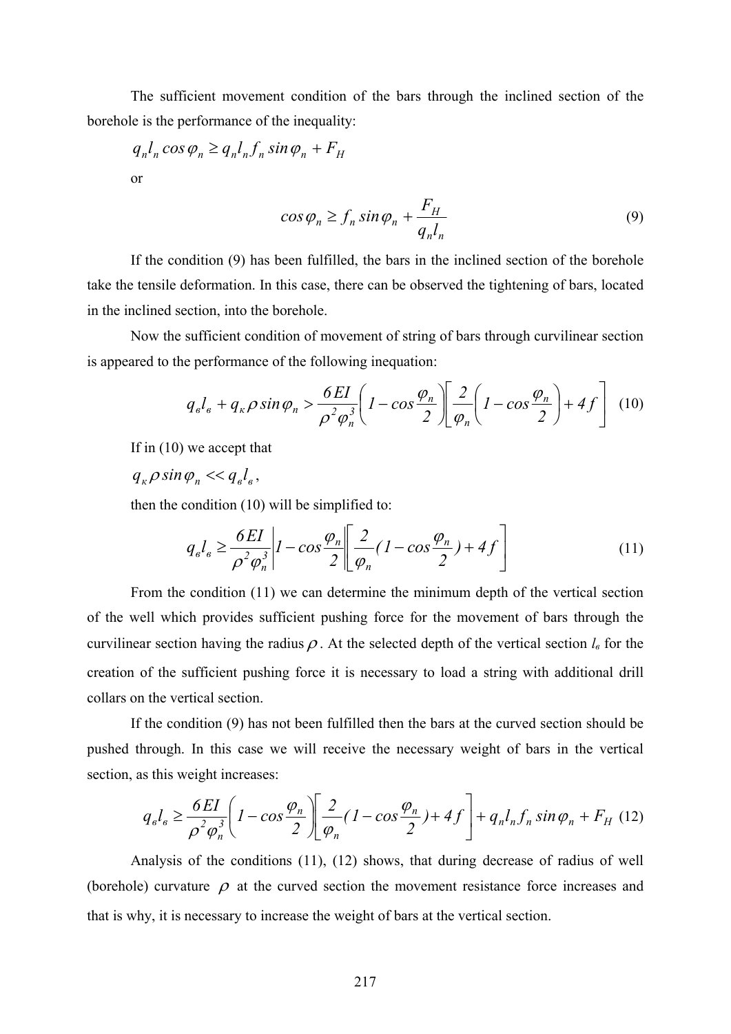The sufficient movement condition of the bars through the inclined section of the borehole is the performance of the inequality:

$$q_n l_n \cos\varphi_n \geq q_n l_n f_n \sin\varphi_n + F_H$$

or

$$\cos\varphi_n \geq f_n \sin\varphi_n + \frac{F_H}{q_n l_n} \tag{9}$$

If the condition (9) has been fulfilled, the bars in the inclined section of the borehole take the tensile deformation. In this case, there can be observed the tightening of bars, located in the inclined section, into the borehole.

Now the sufficient condition of movement of string of bars through curvilinear section is appeared to the performance of the following inequation:

$$q_в l_в + q_к \rho \sin\varphi_n > \frac{6EI}{\rho^2 \varphi_n^3}\left(1 - \cos\frac{\varphi_n}{2}\right)\left[\frac{2}{\varphi_n}\left(1 - \cos\frac{\varphi_n}{2}\right) + 4f\right] \tag{10}$$

If in (10) we accept that

$q_к \rho \sin\varphi_n << q_в l_в$,

then the condition (10) will be simplified to:

$$q_в l_в \geq \frac{6EI}{\rho^2 \varphi_n^3}\left|1 - \cos\frac{\varphi_n}{2}\right|\left[\frac{2}{\varphi_n}(1 - \cos\frac{\varphi_n}{2}) + 4f\right] \tag{11}$$

From the condition (11) we can determine the minimum depth of the vertical section of the well which provides sufficient pushing force for the movement of bars through the curvilinear section having the radius $\rho$. At the selected depth of the vertical section $l_в$ for the creation of the sufficient pushing force it is necessary to load a string with additional drill collars on the vertical section.

If the condition (9) has not been fulfilled then the bars at the curved section should be pushed through. In this case we will receive the necessary weight of bars in the vertical section, as this weight increases:

$$q_в l_в \geq \frac{6EI}{\rho^2 \varphi_n^3}\left(1 - \cos\frac{\varphi_n}{2}\right)\left[\frac{2}{\varphi_n}(1 - \cos\frac{\varphi_n}{2}) + 4f\right] + q_n l_n f_n \sin\varphi_n + F_H \tag{12}$$

Analysis of the conditions (11), (12) shows, that during decrease of radius of well (borehole) curvature $\rho$ at the curved section the movement resistance force increases and that is why, it is necessary to increase the weight of bars at the vertical section.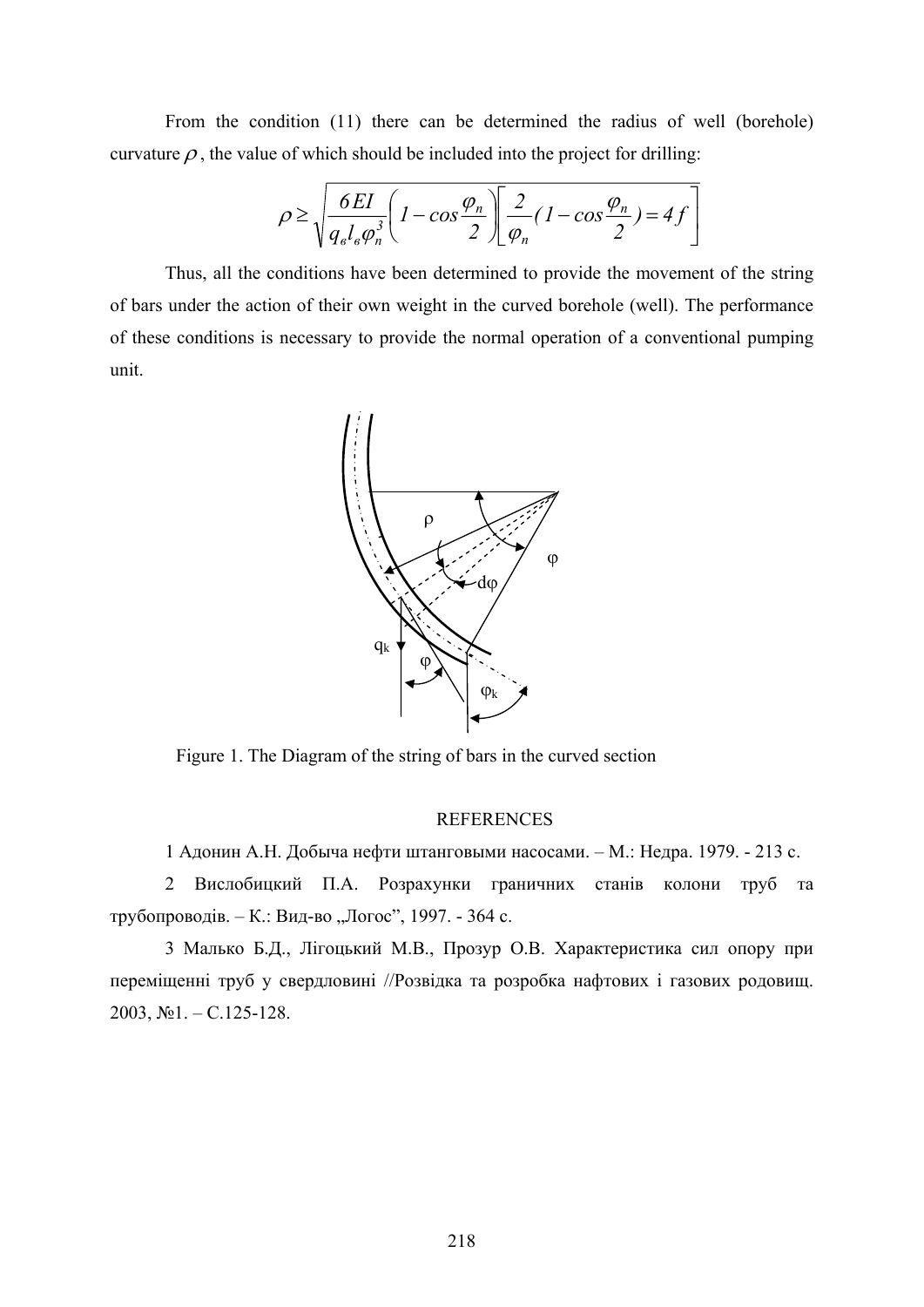From the condition (11) there can be determined the radius of well (borehole) curvature $\rho$, the value of which should be included into the project for drilling:

$$\rho \geq \sqrt{\frac{6EI}{q_в l_в \varphi_n^3}\left(1-\cos\frac{\varphi_n}{2}\right)\left[\frac{2}{\varphi_n}(1-\cos\frac{\varphi_n}{2})=4f\right]}$$

Thus, all the conditions have been determined to provide the movement of the string of bars under the action of their own weight in the curved borehole (well). The performance of these conditions is necessary to provide the normal operation of a conventional pumping unit.

ρ

φ

dφ

$q_k$

φ

$φ_k$

Figure 1. The Diagram of the string of bars in the curved section

REFERENCES

1 Адонин А.Н. Добыча нефти штанговыми насосами. – М.: Недра. 1979. - 213 с.

2 Вислобицкий П.А. Розрахунки граничних станів колони труб та трубопроводів. – К.: Вид-во „Логос", 1997. - 364 с.

3 Малько Б.Д., Лігоцький М.В., Прозур О.В. Характеристика сил опору при переміщенні труб у свердловині //Розвідка та розробка нафтових і газових родовищ. 2003, №1. – С.125-128.